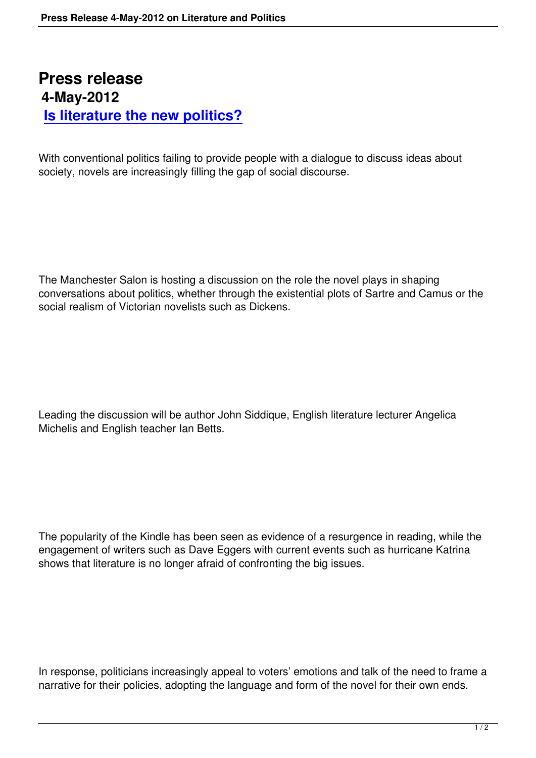# Press release

## 4-May-2012

## [Is literature the new politics?]

With conventional politics failing to provide people with a dialogue to discuss ideas about society, novels are increasingly filling the gap of social discourse.

The Manchester Salon is hosting a discussion on the role the novel plays in shaping conversations about politics, whether through the existential plots of Sartre and Camus or the social realism of Victorian novelists such as Dickens.

Leading the discussion will be author John Siddique, English literature lecturer Angelica Michelis and English teacher Ian Betts.

The popularity of the Kindle has been seen as evidence of a resurgence in reading, while the engagement of writers such as Dave Eggers with current events such as hurricane Katrina shows that literature is no longer afraid of confronting the big issues.

In response, politicians increasingly appeal to voters' emotions and talk of the need to frame a narrative for their policies, adopting the language and form of the novel for their own ends.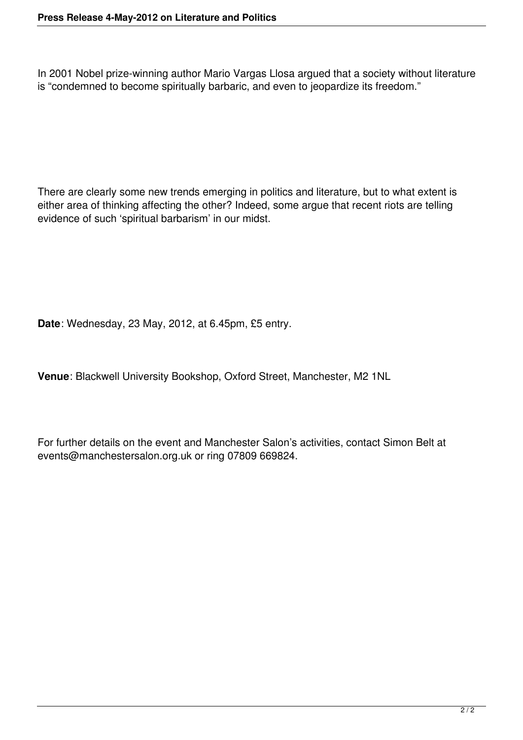In 2001 Nobel prize-winning author Mario Vargas Llosa argued that a society without literature is "condemned to become spiritually barbaric, and even to jeopardize its freedom."

There are clearly some new trends emerging in politics and literature, but to what extent is either area of thinking affecting the other? Indeed, some argue that recent riots are telling evidence of such 'spiritual barbarism' in our midst.

**Date**: Wednesday, 23 May, 2012, at 6.45pm, £5 entry.

**Venue**: Blackwell University Bookshop, Oxford Street, Manchester, M2 1NL

For further details on the event and Manchester Salon's activities, contact Simon Belt at events@manchestersalon.org.uk or ring 07809 669824.